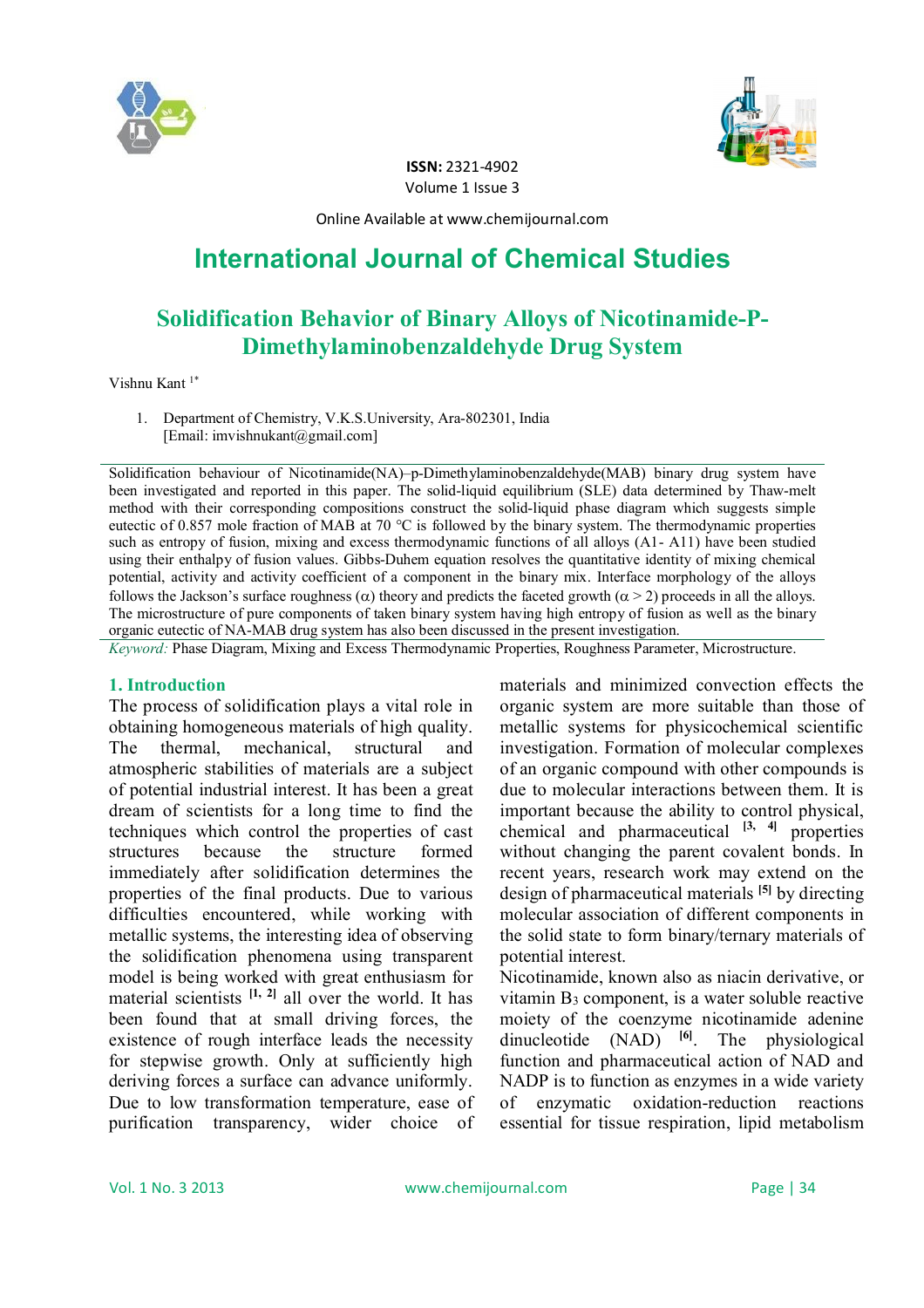ISSN: 2321-4902
Volume 1 Issue 3

Online Available at www.chemijournal.com

# International Journal of Chemical Studies

## Solidification Behavior of Binary Alloys of Nicotinamide-P-Dimethylaminobenzaldehyde Drug System

Vishnu Kant [1*]

1. Department of Chemistry, V.K.S.University, Ara-802301, India [Email: imvishnukant@gmail.com]

Solidification behaviour of Nicotinamide(NA)–p-Dimethylaminobenzaldehyde(MAB) binary drug system have been investigated and reported in this paper. The solid-liquid equilibrium (SLE) data determined by Thaw-melt method with their corresponding compositions construct the solid-liquid phase diagram which suggests simple eutectic of 0.857 mole fraction of MAB at 70 °C is followed by the binary system. The thermodynamic properties such as entropy of fusion, mixing and excess thermodynamic functions of all alloys (A1- A11) have been studied using their enthalpy of fusion values. Gibbs-Duhem equation resolves the quantitative identity of mixing chemical potential, activity and activity coefficient of a component in the binary mix. Interface morphology of the alloys follows the Jackson's surface roughness ($\alpha$) theory and predicts the faceted growth ($\alpha > 2$) proceeds in all the alloys. The microstructure of pure components of taken binary system having high entropy of fusion as well as the binary organic eutectic of NA-MAB drug system has also been discussed in the present investigation.

*Keyword:* Phase Diagram, Mixing and Excess Thermodynamic Properties, Roughness Parameter, Microstructure.

### 1. Introduction

The process of solidification plays a vital role in obtaining homogeneous materials of high quality. The thermal, mechanical, structural and atmospheric stabilities of materials are a subject of potential industrial interest. It has been a great dream of scientists for a long time to find the techniques which control the properties of cast structures because the structure formed immediately after solidification determines the properties of the final products. Due to various difficulties encountered, while working with metallic systems, the interesting idea of observing the solidification phenomena using transparent model is being worked with great enthusiasm for material scientists [1, 2] all over the world. It has been found that at small driving forces, the existence of rough interface leads the necessity for stepwise growth. Only at sufficiently high deriving forces a surface can advance uniformly. Due to low transformation temperature, ease of purification transparency, wider choice of materials and minimized convection effects the organic system are more suitable than those of metallic systems for physicochemical scientific investigation. Formation of molecular complexes of an organic compound with other compounds is due to molecular interactions between them. It is important because the ability to control physical, chemical and pharmaceutical [3, 4] properties without changing the parent covalent bonds. In recent years, research work may extend on the design of pharmaceutical materials [5] by directing molecular association of different components in the solid state to form binary/ternary materials of potential interest.

Nicotinamide, known also as niacin derivative, or vitamin $B_3$ component, is a water soluble reactive moiety of the coenzyme nicotinamide adenine dinucleotide (NAD) [6]. The physiological function and pharmaceutical action of NAD and NADP is to function as enzymes in a wide variety of enzymatic oxidation-reduction reactions essential for tissue respiration, lipid metabolism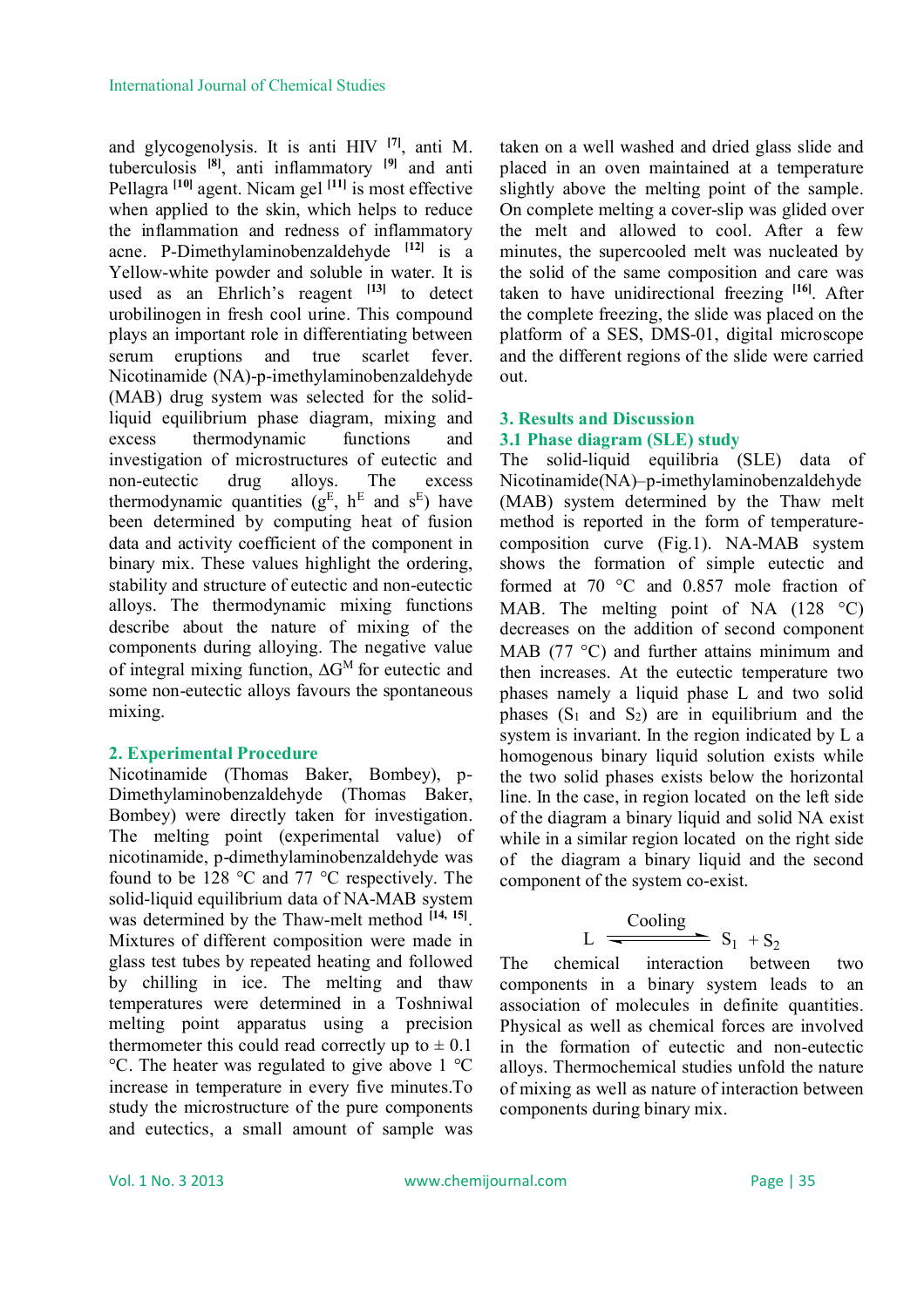and glycogenolysis. It is anti HIV [7], anti M. tuberculosis [8], anti inflammatory [9] and anti Pellagra [10] agent. Nicam gel [11] is most effective when applied to the skin, which helps to reduce the inflammation and redness of inflammatory acne. P-Dimethylaminobenzaldehyde [12] is a Yellow-white powder and soluble in water. It is used as an Ehrlich's reagent [13] to detect urobilinogen in fresh cool urine. This compound plays an important role in differentiating between serum eruptions and true scarlet fever. Nicotinamide (NA)-p-imethylaminobenzaldehyde (MAB) drug system was selected for the solid-liquid equilibrium phase diagram, mixing and excess thermodynamic functions and investigation of microstructures of eutectic and non-eutectic drug alloys. The excess thermodynamic quantities ($g^E$, $h^E$ and $s^E$) have been determined by computing heat of fusion data and activity coefficient of the component in binary mix. These values highlight the ordering, stability and structure of eutectic and non-eutectic alloys. The thermodynamic mixing functions describe about the nature of mixing of the components during alloying. The negative value of integral mixing function, $\Delta G^M$ for eutectic and some non-eutectic alloys favours the spontaneous mixing.

## 2. Experimental Procedure

Nicotinamide (Thomas Baker, Bombey), p-Dimethylaminobenzaldehyde (Thomas Baker, Bombey) were directly taken for investigation. The melting point (experimental value) of nicotinamide, p-dimethylaminobenzaldehyde was found to be 128 °C and 77 °C respectively. The solid-liquid equilibrium data of NA-MAB system was determined by the Thaw-melt method [14, 15]. Mixtures of different composition were made in glass test tubes by repeated heating and followed by chilling in ice. The melting and thaw temperatures were determined in a Toshniwal melting point apparatus using a precision thermometer this could read correctly up to ± 0.1 °C. The heater was regulated to give above 1 °C increase in temperature in every five minutes.To study the microstructure of the pure components and eutectics, a small amount of sample was taken on a well washed and dried glass slide and placed in an oven maintained at a temperature slightly above the melting point of the sample. On complete melting a cover-slip was glided over the melt and allowed to cool. After a few minutes, the supercooled melt was nucleated by the solid of the same composition and care was taken to have unidirectional freezing [16]. After the complete freezing, the slide was placed on the platform of a SES, DMS-01, digital microscope and the different regions of the slide were carried out.

## 3. Results and Discussion

### 3.1 Phase diagram (SLE) study

The solid-liquid equilibria (SLE) data of Nicotinamide(NA)–p-imethylaminobenzaldehyde (MAB) system determined by the Thaw melt method is reported in the form of temperature-composition curve (Fig.1). NA-MAB system shows the formation of simple eutectic and formed at 70 °C and 0.857 mole fraction of MAB. The melting point of NA (128 °C) decreases on the addition of second component MAB (77 °C) and further attains minimum and then increases. At the eutectic temperature two phases namely a liquid phase L and two solid phases ($S_1$ and $S_2$) are in equilibrium and the system is invariant. In the region indicated by L a homogenous binary liquid solution exists while the two solid phases exists below the horizontal line. In the case, in region located on the left side of the diagram a binary liquid and solid NA exist while in a similar region located on the right side of the diagram a binary liquid and the second component of the system co-exist.

$$L \underset{}{\overset{\text{Cooling}}{\rightleftharpoons}} S_1 + S_2$$

The chemical interaction between two components in a binary system leads to an association of molecules in definite quantities. Physical as well as chemical forces are involved in the formation of eutectic and non-eutectic alloys. Thermochemical studies unfold the nature of mixing as well as nature of interaction between components during binary mix.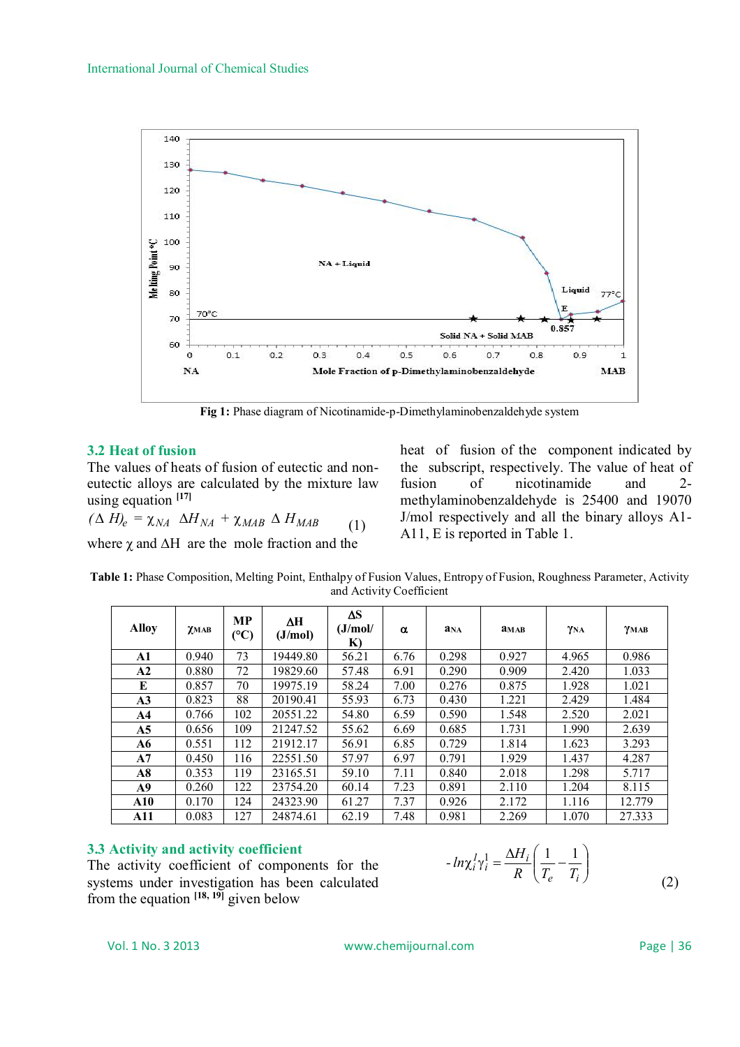140
130
120
110
100
90
80
70
60

Melting Point °C

NA + Liquid

Liquid

77°C

70°C

E

0.857

Solid NA + Solid MAB

0 0.1 0.2 0.3 0.4 0.5 0.6 0.7 0.8 0.9 1

NA Mole Fraction of p-Dimethylaminobenzaldehyde MAB

**Fig 1:** Phase diagram of Nicotinamide-p-Dimethylaminobenzaldehyde system

### 3.2 Heat of fusion

The values of heats of fusion of eutectic and non-eutectic alloys are calculated by the mixture law using equation [17]

$$(\Delta H)_e = \chi_{NA} \ \Delta H_{NA} + \chi_{MAB} \ \Delta H_{MAB} \qquad (1)$$

where $\chi$ and $\Delta H$ are the mole fraction and the heat of fusion of the component indicated by the subscript, respectively. The value of heat of fusion of nicotinamide and 2-methylaminobenzaldehyde is 25400 and 19070 J/mol respectively and all the binary alloys A1-A11, E is reported in Table 1.

**Table 1:** Phase Composition, Melting Point, Enthalpy of Fusion Values, Entropy of Fusion, Roughness Parameter, Activity and Activity Coefficient

| Alloy | $\chi_{MAB}$ | MP (°C) | ΔH (J/mol) | ΔS (J/mol/K) | α | $a_{NA}$ | $a_{MAB}$ | $\gamma_{NA}$ | $\gamma_{MAB}$ |
|---|---|---|---|---|---|---|---|---|---|
| **A1** | 0.940 | 73 | 19449.80 | 56.21 | 6.76 | 0.298 | 0.927 | 4.965 | 0.986 |
| **A2** | 0.880 | 72 | 19829.60 | 57.48 | 6.91 | 0.290 | 0.909 | 2.420 | 1.033 |
| **E** | 0.857 | 70 | 19975.19 | 58.24 | 7.00 | 0.276 | 0.875 | 1.928 | 1.021 |
| **A3** | 0.823 | 88 | 20190.41 | 55.93 | 6.73 | 0.430 | 1.221 | 2.429 | 1.484 |
| **A4** | 0.766 | 102 | 20551.22 | 54.80 | 6.59 | 0.590 | 1.548 | 2.520 | 2.021 |
| **A5** | 0.656 | 109 | 21247.52 | 55.62 | 6.69 | 0.685 | 1.731 | 1.990 | 2.639 |
| **A6** | 0.551 | 112 | 21912.17 | 56.91 | 6.85 | 0.729 | 1.814 | 1.623 | 3.293 |
| **A7** | 0.450 | 116 | 22551.50 | 57.97 | 6.97 | 0.791 | 1.929 | 1.437 | 4.287 |
| **A8** | 0.353 | 119 | 23165.51 | 59.10 | 7.11 | 0.840 | 2.018 | 1.298 | 5.717 |
| **A9** | 0.260 | 122 | 23754.20 | 60.14 | 7.23 | 0.891 | 2.110 | 1.204 | 8.115 |
| **A10** | 0.170 | 124 | 24323.90 | 61.27 | 7.37 | 0.926 | 2.172 | 1.116 | 12.779 |
| **A11** | 0.083 | 127 | 24874.61 | 62.19 | 7.48 | 0.981 | 2.269 | 1.070 | 27.333 |

### 3.3 Activity and activity coefficient

The activity coefficient of components for the systems under investigation has been calculated from the equation [18, 19] given below

$$-\ln\chi_i^l\gamma_i^l = \frac{\Delta H_i}{R}\left(\frac{1}{T_e} - \frac{1}{T_i}\right) \qquad (2)$$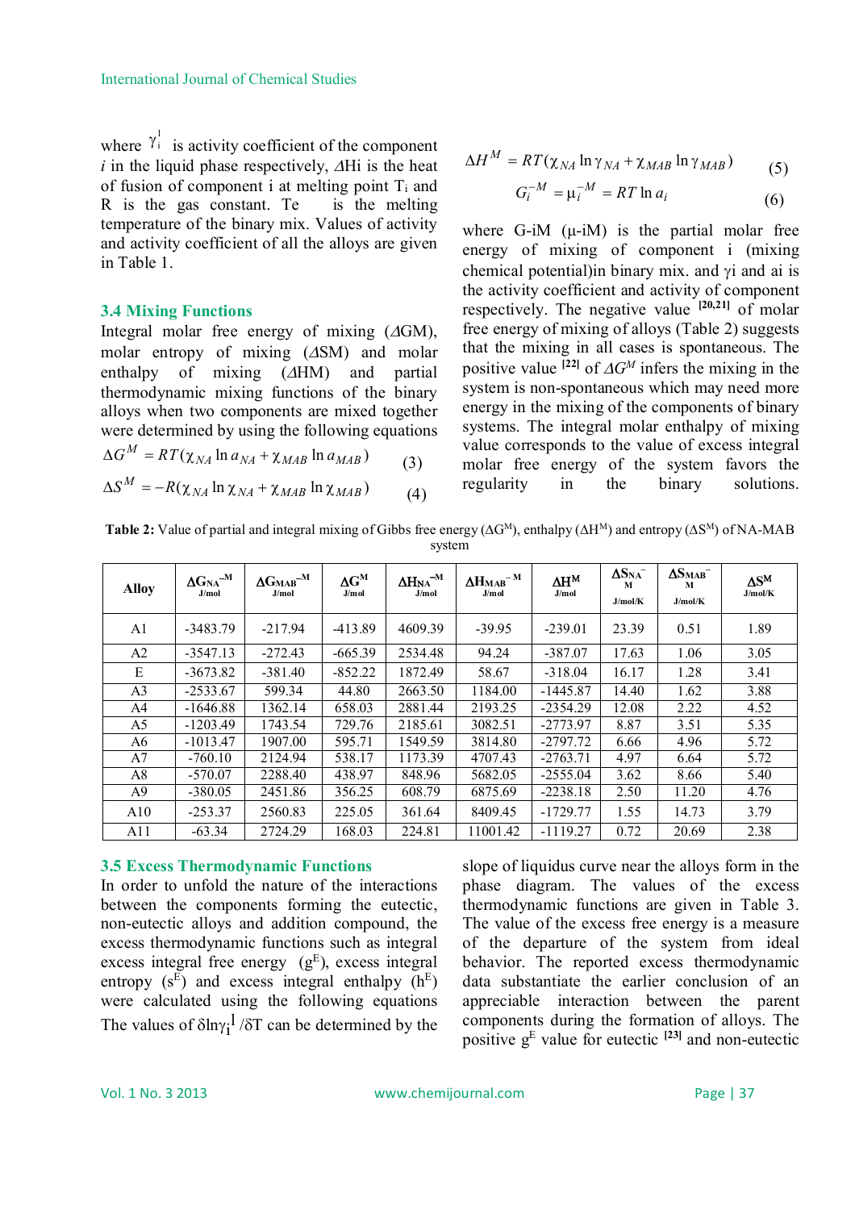where $\gamma_i^l$ is activity coefficient of the component $i$ in the liquid phase respectively, $\Delta H_i$ is the heat of fusion of component i at melting point $T_i$ and R is the gas constant. Te is the melting temperature of the binary mix. Values of activity and activity coefficient of all the alloys are given in Table 1.

### 3.4 Mixing Functions

Integral molar free energy of mixing ($\Delta$GM), molar entropy of mixing ($\Delta$SM) and molar enthalpy of mixing ($\Delta$HM) and partial thermodynamic mixing functions of the binary alloys when two components are mixed together were determined by using the following equations

$$\Delta G^M = RT(\chi_{NA} \ln a_{NA} + \chi_{MAB} \ln a_{MAB}) \qquad (3)$$

$$\Delta S^M = -R(\chi_{NA} \ln \chi_{NA} + \chi_{MAB} \ln \chi_{MAB}) \qquad (4)$$

$$\Delta H^M = RT(\chi_{NA} \ln \gamma_{NA} + \chi_{MAB} \ln \gamma_{MAB}) \qquad (5)$$

$$G_i^{-M} = \mu_i^{-M} = RT \ln a_i \qquad (6)$$

where G-iM (μ-iM) is the partial molar free energy of mixing of component i (mixing chemical potential)in binary mix. and γi and ai is the activity coefficient and activity of component respectively. The negative value [20,21] of molar free energy of mixing of alloys (Table 2) suggests that the mixing in all cases is spontaneous. The positive value [22] of $\Delta G^M$ infers the mixing in the system is non-spontaneous which may need more energy in the mixing of the components of binary systems. The integral molar enthalpy of mixing value corresponds to the value of excess integral molar free energy of the system favors the regularity in the binary solutions.

**Table 2:** Value of partial and integral mixing of Gibbs free energy ($\Delta G^M$), enthalpy ($\Delta H^M$) and entropy ($\Delta S^M$) of NA-MAB system

| Alloy | $\Delta G_{NA}^{-M}$ J/mol | $\Delta G_{MAB}^{-M}$ J/mol | $\Delta G^M$ J/mol | $\Delta H_{NA}^{-M}$ J/mol | $\Delta H_{MAB}^{-M}$ J/mol | $\Delta H^M$ J/mol | $\Delta S_{NA}^{-M}$ J/mol/K | $\Delta S_{MAB}^{-M}$ J/mol/K | $\Delta S^M$ J/mol/K |
|---|---|---|---|---|---|---|---|---|---|
| A1 | -3483.79 | -217.94 | -413.89 | 4609.39 | -39.95 | -239.01 | 23.39 | 0.51 | 1.89 |
| A2 | -3547.13 | -272.43 | -665.39 | 2534.48 | 94.24 | -387.07 | 17.63 | 1.06 | 3.05 |
| E | -3673.82 | -381.40 | -852.22 | 1872.49 | 58.67 | -318.04 | 16.17 | 1.28 | 3.41 |
| A3 | -2533.67 | 599.34 | 44.80 | 2663.50 | 1184.00 | -1445.87 | 14.40 | 1.62 | 3.88 |
| A4 | -1646.88 | 1362.14 | 658.03 | 2881.44 | 2193.25 | -2354.29 | 12.08 | 2.22 | 4.52 |
| A5 | -1203.49 | 1743.54 | 729.76 | 2185.61 | 3082.51 | -2773.97 | 8.87 | 3.51 | 5.35 |
| A6 | -1013.47 | 1907.00 | 595.71 | 1549.59 | 3814.80 | -2797.72 | 6.66 | 4.96 | 5.72 |
| A7 | -760.10 | 2124.94 | 538.17 | 1173.39 | 4707.43 | -2763.71 | 4.97 | 6.64 | 5.72 |
| A8 | -570.07 | 2288.40 | 438.97 | 848.96 | 5682.05 | -2555.04 | 3.62 | 8.66 | 5.40 |
| A9 | -380.05 | 2451.86 | 356.25 | 608.79 | 6875.69 | -2238.18 | 2.50 | 11.20 | 4.76 |
| A10 | -253.37 | 2560.83 | 225.05 | 361.64 | 8409.45 | -1729.77 | 1.55 | 14.73 | 3.79 |
| A11 | -63.34 | 2724.29 | 168.03 | 224.81 | 11001.42 | -1119.27 | 0.72 | 20.69 | 2.38 |

### 3.5 Excess Thermodynamic Functions

In order to unfold the nature of the interactions between the components forming the eutectic, non-eutectic alloys and addition compound, the excess thermodynamic functions such as integral excess integral free energy ($g^E$), excess integral entropy ($s^E$) and excess integral enthalpy ($h^E$) were calculated using the following equations The values of $\delta \ln\gamma_1^l / \delta T$ can be determined by the slope of liquidus curve near the alloys form in the phase diagram. The values of the excess thermodynamic functions are given in Table 3. The value of the excess free energy is a measure of the departure of the system from ideal behavior. The reported excess thermodynamic data substantiate the earlier conclusion of an appreciable interaction between the parent components during the formation of alloys. The positive $g^E$ value for eutectic [23] and non-eutectic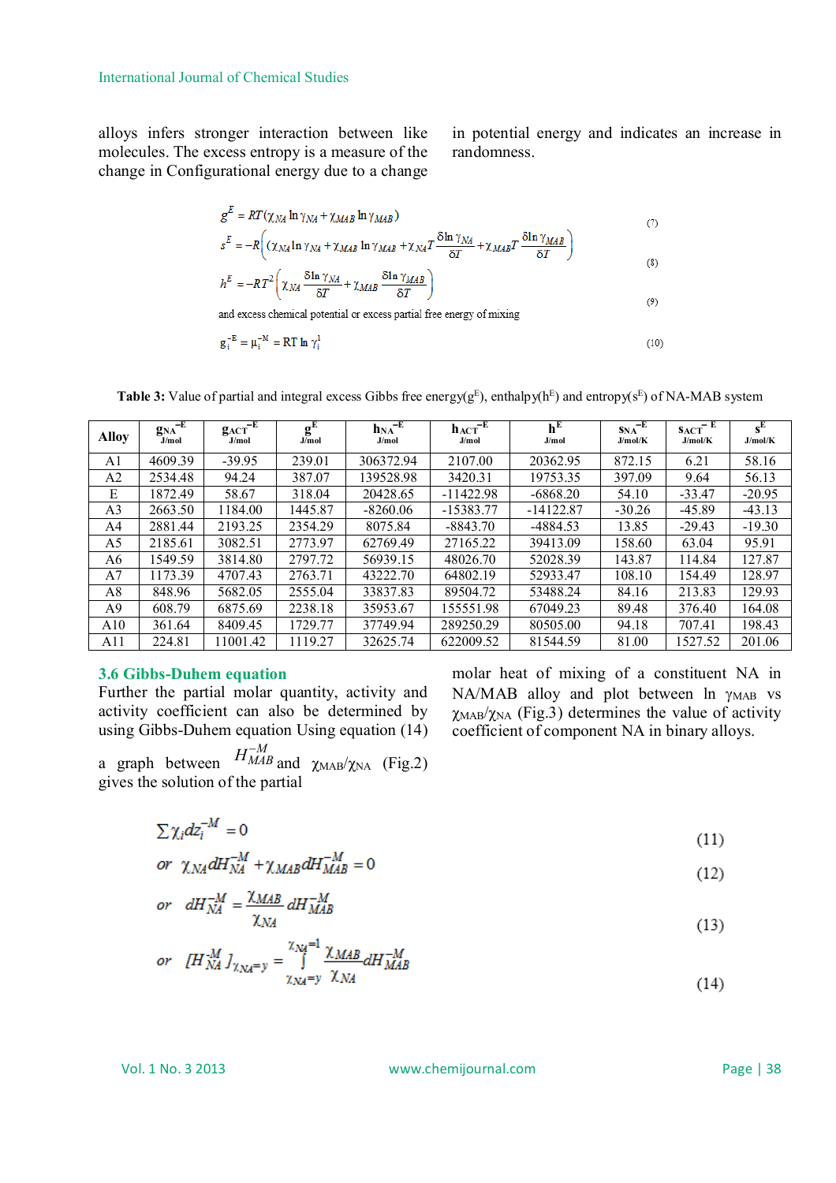alloys infers stronger interaction between like molecules. The excess entropy is a measure of the change in Configurational energy due to a change in potential energy and indicates an increase in randomness.

$$g^E = RT(\chi_{NA}\ln\gamma_{NA} + \chi_{MAB}\ln\gamma_{MAB}) \tag{7}$$

$$s^E = -R\left((\chi_{NA}\ln\gamma_{NA} + \chi_{MAB}\ln\gamma_{MAB} + \chi_{NA}T\frac{\delta\ln\gamma_{NA}}{\delta T} + \chi_{MAB}T\frac{\delta\ln\gamma_{MAB}}{\delta T}\right) \tag{8}$$

$$h^E = -RT^2\left(\chi_{NA}\frac{\delta\ln\gamma_{NA}}{\delta T} + \chi_{MAB}\frac{\delta\ln\gamma_{MAB}}{\delta T}\right) \tag{9}$$

and excess chemical potential or excess partial free energy of mixing

$$g_i^{-E} = \mu_i^{-M} = RT\ln\gamma_i^1 \tag{10}$$

**Table 3:** Value of partial and integral excess Gibbs free energy($g^E$), enthalpy($h^E$) and entropy($s^E$) of NA-MAB system

| Alloy | $g_{NA}^{-E}$ J/mol | $g_{ACT}^{-E}$ J/mol | $g^E$ J/mol | $h_{NA}^{-E}$ J/mol | $h_{ACT}^{-E}$ J/mol | $h^E$ J/mol | $s_{NA}^{-E}$ J/mol/K | $s_{ACT}^{-E}$ J/mol/K | $s^E$ J/mol/K |
|---|---|---|---|---|---|---|---|---|---|
| A1 | 4609.39 | -39.95 | 239.01 | 306372.94 | 2107.00 | 20362.95 | 872.15 | 6.21 | 58.16 |
| A2 | 2534.48 | 94.24 | 387.07 | 139528.98 | 3420.31 | 19753.35 | 397.09 | 9.64 | 56.13 |
| E | 1872.49 | 58.67 | 318.04 | 20428.65 | -11422.98 | -6868.20 | 54.10 | -33.47 | -20.95 |
| A3 | 2663.50 | 1184.00 | 1445.87 | -8260.06 | -15383.77 | -14122.87 | -30.26 | -45.89 | -43.13 |
| A4 | 2881.44 | 2193.25 | 2354.29 | 8075.84 | -8843.70 | -4884.53 | 13.85 | -29.43 | -19.30 |
| A5 | 2185.61 | 3082.51 | 2773.97 | 62769.49 | 27165.22 | 39413.09 | 158.60 | 63.04 | 95.91 |
| A6 | 1549.59 | 3814.80 | 2797.72 | 56939.15 | 48026.70 | 52028.39 | 143.87 | 114.84 | 127.87 |
| A7 | 1173.39 | 4707.43 | 2763.71 | 43222.70 | 64802.19 | 52933.47 | 108.10 | 154.49 | 128.97 |
| A8 | 848.96 | 5682.05 | 2555.04 | 33837.83 | 89504.72 | 53488.24 | 84.16 | 213.83 | 129.93 |
| A9 | 608.79 | 6875.69 | 2238.18 | 35953.67 | 155551.98 | 67049.23 | 89.48 | 376.40 | 164.08 |
| A10 | 361.64 | 8409.45 | 1729.77 | 37749.94 | 289250.29 | 80505.00 | 94.18 | 707.41 | 198.43 |
| A11 | 224.81 | 11001.42 | 1119.27 | 32625.74 | 622009.52 | 81544.59 | 81.00 | 1527.52 | 201.06 |

### 3.6 Gibbs-Duhem equation

Further the partial molar quantity, activity and activity coefficient can also be determined by using Gibbs-Duhem equation Using equation (14) a graph between $H_{MAB}^{-M}$ and $\chi_{MAB}/\chi_{NA}$ (Fig.2) gives the solution of the partial molar heat of mixing of a constituent NA in NA/MAB alloy and plot between $\ln\gamma_{MAB}$ vs $\chi_{MAB}/\chi_{NA}$ (Fig.3) determines the value of activity coefficient of component NA in binary alloys.

$$\sum\chi_i dz_i^{-M} = 0 \tag{11}$$

$$or\ \ \chi_{NA}dH_{NA}^{-M} + \chi_{MAB}dH_{MAB}^{-M} = 0 \tag{12}$$

$$or\ \ dH_{NA}^{-M} = \frac{\chi_{MAB}}{\chi_{NA}}dH_{MAB}^{-M} \tag{13}$$

$$or\ \ [H_{NA}^{-M}]_{\chi_{NA}=y} = \int_{\chi_{NA}=y}^{\chi_{NA}=1}\frac{\chi_{MAB}}{\chi_{NA}}dH_{MAB}^{-M} \tag{14}$$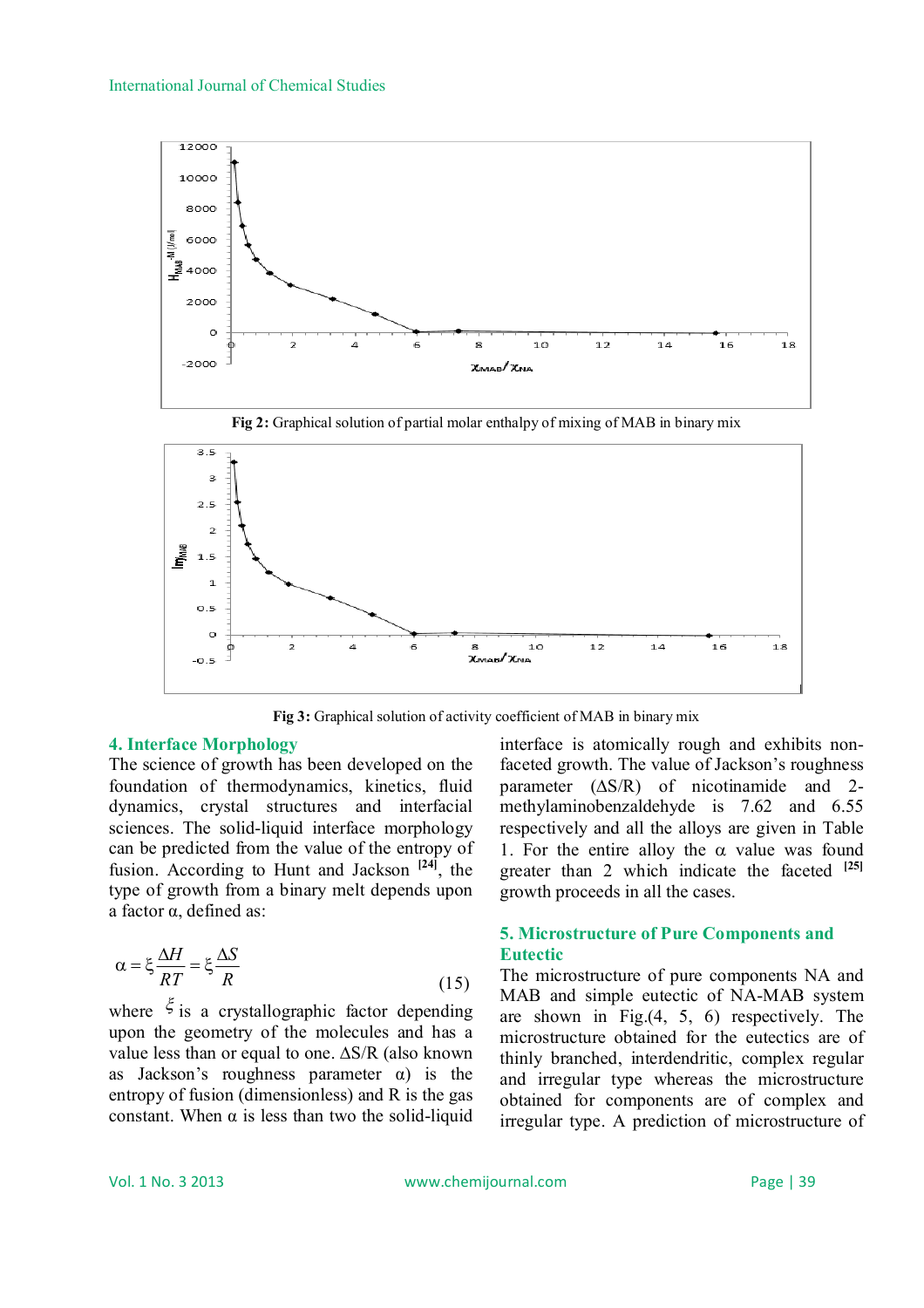12000
10000
8000
6000
4000
2000
0
-2000

$H_{MAB}^{-M}$ (J/mol)

0 2 4 6 8 10 12 14 16 18

$\chi_{MAB}/\chi_{NA}$

**Fig 2:** Graphical solution of partial molar enthalpy of mixing of MAB in binary mix

3.5
3
2.5
2
1.5
1
0.5
0
-0.5

$\ln\gamma_{MAB}$

0 2 4 6 8 10 12 14 16 18

$\chi_{MAB}/\chi_{NA}$

**Fig 3:** Graphical solution of activity coefficient of MAB in binary mix

## 4. Interface Morphology

The science of growth has been developed on the foundation of thermodynamics, kinetics, fluid dynamics, crystal structures and interfacial sciences. The solid-liquid interface morphology can be predicted from the value of the entropy of fusion. According to Hunt and Jackson [24], the type of growth from a binary melt depends upon a factor α, defined as:

$$\alpha = \xi\frac{\Delta H}{RT} = \xi\frac{\Delta S}{R} \tag{15}$$

where $\xi$ is a crystallographic factor depending upon the geometry of the molecules and has a value less than or equal to one. ΔS/R (also known as Jackson's roughness parameter α) is the entropy of fusion (dimensionless) and R is the gas constant. When α is less than two the solid-liquid interface is atomically rough and exhibits non-faceted growth. The value of Jackson's roughness parameter (ΔS/R) of nicotinamide and 2-methylaminobenzaldehyde is 7.62 and 6.55 respectively and all the alloys are given in Table 1. For the entire alloy the α value was found greater than 2 which indicate the faceted [25] growth proceeds in all the cases.

## 5. Microstructure of Pure Components and Eutectic

The microstructure of pure components NA and MAB and simple eutectic of NA-MAB system are shown in Fig.(4, 5, 6) respectively. The microstructure obtained for the eutectics are of thinly branched, interdendritic, complex regular and irregular type whereas the microstructure obtained for components are of complex and irregular type. A prediction of microstructure of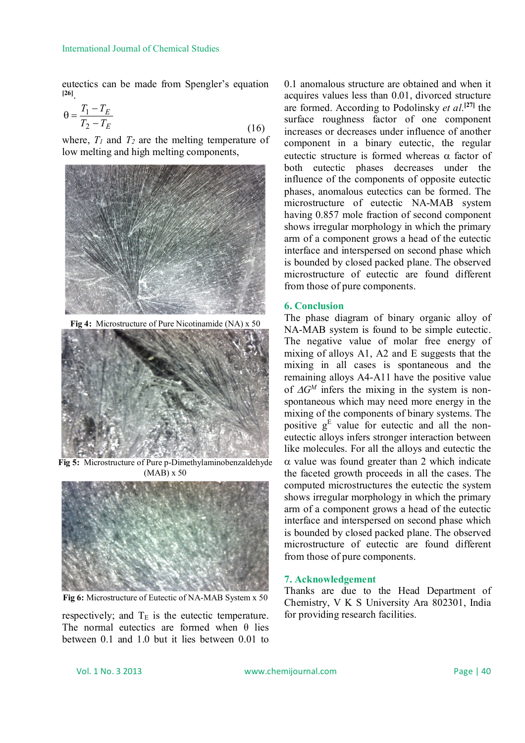eutectics can be made from Spengler's equation [26].

$$\theta = \frac{T_1 - T_E}{T_2 - T_E} \tag{16}$$

where, $T_1$ and $T_2$ are the melting temperature of low melting and high melting components,

Fig 4: Microstructure of Pure Nicotinamide (NA) x 50

Fig 5: Microstructure of Pure p-Dimethylaminobenzaldehyde (MAB) x 50

Fig 6: Microstructure of Eutectic of NA-MAB System x 50

respectively; and $T_E$ is the eutectic temperature. The normal eutectics are formed when θ lies between 0.1 and 1.0 but it lies between 0.01 to 0.1 anomalous structure are obtained and when it acquires values less than 0.01, divorced structure are formed. According to Podolinsky *et al*.[27] the surface roughness factor of one component increases or decreases under influence of another component in a binary eutectic, the regular eutectic structure is formed whereas α factor of both eutectic phases decreases under the influence of the components of opposite eutectic phases, anomalous eutectics can be formed. The microstructure of eutectic NA-MAB system having 0.857 mole fraction of second component shows irregular morphology in which the primary arm of a component grows a head of the eutectic interface and interspersed on second phase which is bounded by closed packed plane. The observed microstructure of eutectic are found different from those of pure components.

## 6. Conclusion

The phase diagram of binary organic alloy of NA-MAB system is found to be simple eutectic. The negative value of molar free energy of mixing of alloys A1, A2 and E suggests that the mixing in all cases is spontaneous and the remaining alloys A4-A11 have the positive value of $\Delta G^M$ infers the mixing in the system is non-spontaneous which may need more energy in the mixing of the components of binary systems. The positive $g^E$ value for eutectic and all the non-eutectic alloys infers stronger interaction between like molecules. For all the alloys and eutectic the α value was found greater than 2 which indicate the faceted growth proceeds in all the cases. The computed microstructures the eutectic the system shows irregular morphology in which the primary arm of a component grows a head of the eutectic interface and interspersed on second phase which is bounded by closed packed plane. The observed microstructure of eutectic are found different from those of pure components.

## 7. Acknowledgement

Thanks are due to the Head Department of Chemistry, V K S University Ara 802301, India for providing research facilities.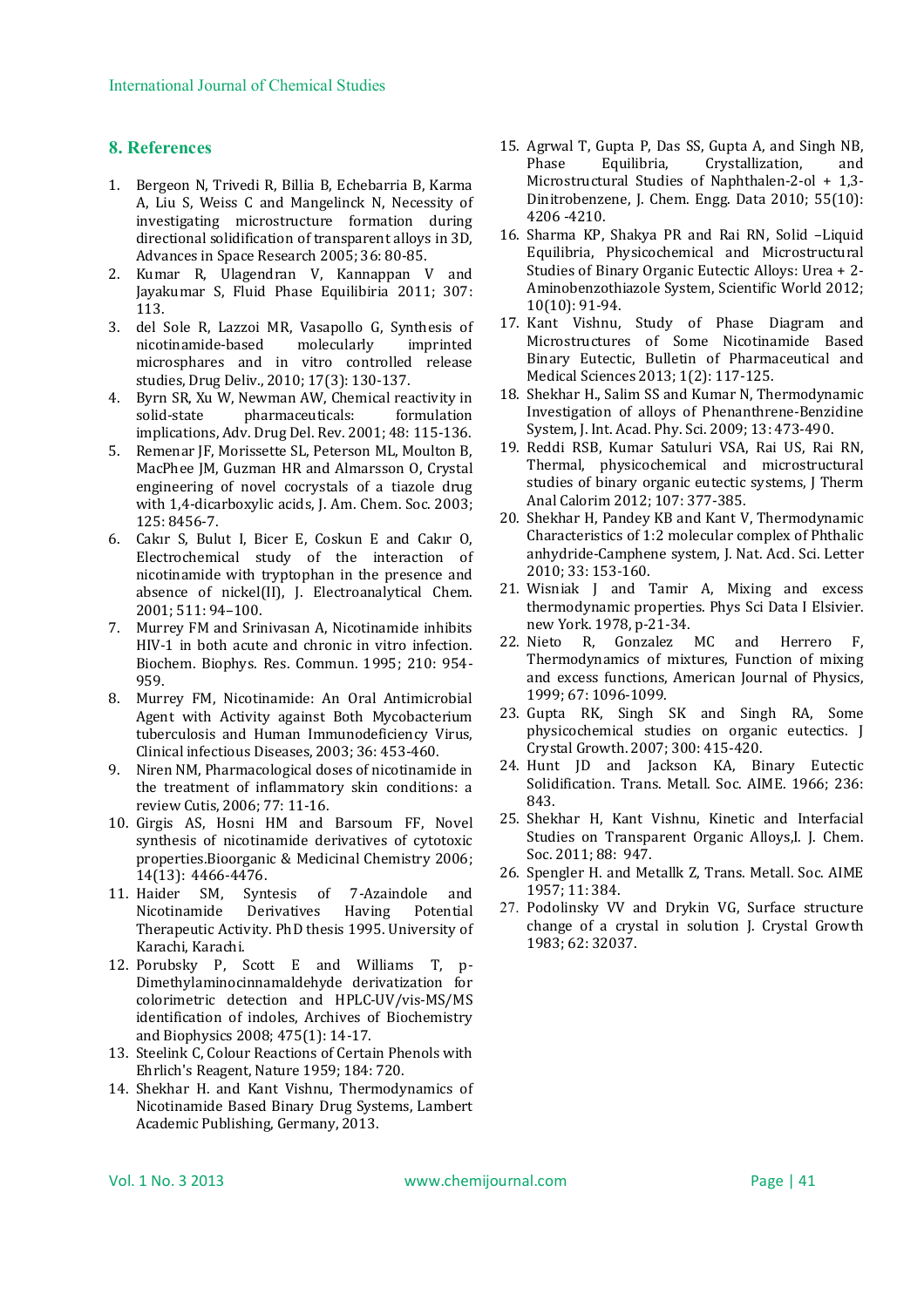## 8. References

1. Bergeon N, Trivedi R, Billia B, Echebarria B, Karma A, Liu S, Weiss C and Mangelinck N, Necessity of investigating microstructure formation during directional solidification of transparent alloys in 3D, Advances in Space Research 2005; 36: 80-85.
2. Kumar R, Ulagendran V, Kannappan V and Jayakumar S, Fluid Phase Equilibiria 2011; 307: 113.
3. del Sole R, Lazzoi MR, Vasapollo G, Synthesis of nicotinamide-based molecularly imprinted microspheres and in vitro controlled release studies, Drug Deliv., 2010; 17(3): 130-137.
4. Byrn SR, Xu W, Newman AW, Chemical reactivity in solid-state pharmaceuticals: formulation implications, Adv. Drug Del. Rev. 2001; 48: 115-136.
5. Remenar JF, Morissette SL, Peterson ML, Moulton B, MacPhee JM, Guzman HR and Almarsson O, Crystal engineering of novel cocrystals of a tiazole drug with 1,4-dicarboxylic acids, J. Am. Chem. Soc. 2003; 125: 8456-7.
6. Cakır S, Bulut I, Bicer E, Coskun E and Cakır O, Electrochemical study of the interaction of nicotinamide with tryptophan in the presence and absence of nickel(II), J. Electroanalytical Chem. 2001; 511: 94–100.
7. Murrey FM and Srinivasan A, Nicotinamide inhibits HIV-1 in both acute and chronic in vitro infection. Biochem. Biophys. Res. Commun. 1995; 210: 954-959.
8. Murrey FM, Nicotinamide: An Oral Antimicrobial Agent with Activity against Both Mycobacterium tuberculosis and Human Immunodeficiency Virus, Clinical infectious Diseases, 2003; 36: 453-460.
9. Niren NM, Pharmacological doses of nicotinamide in the treatment of inflammatory skin conditions: a review Cutis, 2006; 77: 11-16.
10. Girgis AS, Hosni HM and Barsoum FF, Novel synthesis of nicotinamide derivatives of cytotoxic properties.Bioorganic & Medicinal Chemistry 2006; 14(13): 4466-4476.
11. Haider SM, Syntesis of 7-Azaindole and Nicotinamide Derivatives Having Potential Therapeutic Activity. PhD thesis 1995. University of Karachi, Karachi.
12. Porubsky P, Scott E and Williams T, p-Dimethylaminocinnamaldehyde derivatization for colorimetric detection and HPLC-UV/vis-MS/MS identification of indoles, Archives of Biochemistry and Biophysics 2008; 475(1): 14-17.
13. Steelink C, Colour Reactions of Certain Phenols with Ehrlich's Reagent, Nature 1959; 184: 720.
14. Shekhar H. and Kant Vishnu, Thermodynamics of Nicotinamide Based Binary Drug Systems, Lambert Academic Publishing, Germany, 2013.
15. Agrwal T, Gupta P, Das SS, Gupta A, and Singh NB, Phase Equilibria, Crystallization, and Microstructural Studies of Naphthalen-2-ol + 1,3-Dinitrobenzene, J. Chem. Engg. Data 2010; 55(10): 4206 -4210.
16. Sharma KP, Shakya PR and Rai RN, Solid –Liquid Equilibria, Physicochemical and Microstructural Studies of Binary Organic Eutectic Alloys: Urea + 2-Aminobenzothiazole System, Scientific World 2012; 10(10): 91-94.
17. Kant Vishnu, Study of Phase Diagram and Microstructures of Some Nicotinamide Based Binary Eutectic, Bulletin of Pharmaceutical and Medical Sciences 2013; 1(2): 117-125.
18. Shekhar H., Salim SS and Kumar N, Thermodynamic Investigation of alloys of Phenanthrene-Benzidine System, J. Int. Acad. Phy. Sci. 2009; 13: 473-490.
19. Reddi RSB, Kumar Satuluri VSA, Rai US, Rai RN, Thermal, physicochemical and microstructural studies of binary organic eutectic systems, J Therm Anal Calorim 2012; 107: 377-385.
20. Shekhar H, Pandey KB and Kant V, Thermodynamic Characteristics of 1:2 molecular complex of Phthalic anhydride-Camphene system, J. Nat. Acd. Sci. Letter 2010; 33: 153-160.
21. Wisniak J and Tamir A, Mixing and excess thermodynamic properties. Phys Sci Data I Elsivier. new York. 1978, p-21-34.
22. Nieto R, Gonzalez MC and Herrero F, Thermodynamics of mixtures, Function of mixing and excess functions, American Journal of Physics, 1999; 67: 1096-1099.
23. Gupta RK, Singh SK and Singh RA, Some physicochemical studies on organic eutectics. J Crystal Growth. 2007; 300: 415-420.
24. Hunt JD and Jackson KA, Binary Eutectic Solidification. Trans. Metall. Soc. AIME. 1966; 236: 843.
25. Shekhar H, Kant Vishnu, Kinetic and Interfacial Studies on Transparent Organic Alloys,I. J. Chem. Soc. 2011; 88: 947.
26. Spengler H. and Metallk Z, Trans. Metall. Soc. AIME 1957; 11: 384.
27. Podolinsky VV and Drykin VG, Surface structure change of a crystal in solution J. Crystal Growth 1983; 62: 32037.